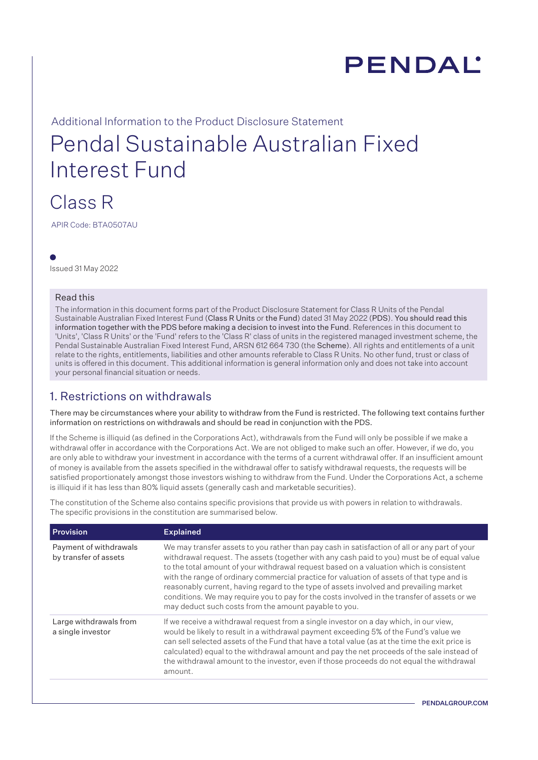PENDAL

Additional Information to the Product Disclosure Statement

# Pendal Sustainable Australian Fixed Interest Fund

## Class R

APIR Code: BTA0507AU

Issued 31 May 2022

### Read this

The information in this document forms part of the Product Disclosure Statement for Class R Units of the Pendal Sustainable Australian Fixed Interest Fund (**Class R Units** or **the Fund**) dated 31 May 2022 (**PDS**). **You should read this information together with the PDS before making a decision to invest into the Fund**. References in this document to 'Units', 'Class R Units' or the 'Fund' refers to the 'Class R' class of units in the registered managed investment scheme, the Pendal Sustainable Australian Fixed Interest Fund, ARSN 612 664 730 (the **Scheme**). All rights and entitlements of a unit relate to the rights, entitlements, liabilities and other amounts referable to Class R Units. No other fund, trust or class of units is offered in this document. This additional information is general information only and does not take into account your personal financial situation or needs.

## 1. Restrictions on withdrawals

There may be circumstances where your ability to withdraw from the Fund is restricted. The following text contains further information on restrictions on withdrawals and should be read in conjunction with the PDS.

If the Scheme is illiquid (as defined in the Corporations Act), withdrawals from the Fund will only be possible if we make a withdrawal offer in accordance with the Corporations Act. We are not obliged to make such an offer. However, if we do, you are only able to withdraw your investment in accordance with the terms of a current withdrawal offer. If an insufficient amount of money is available from the assets specified in the withdrawal offer to satisfy withdrawal requests, the requests will be satisfied proportionately amongst those investors wishing to withdraw from the Fund. Under the Corporations Act, a scheme is illiquid if it has less than 80% liquid assets (generally cash and marketable securities).

The constitution of the Scheme also contains specific provisions that provide us with powers in relation to withdrawals. The specific provisions in the constitution are summarised below.

| Provision | Explained |
| --- | --- |
| Payment of withdrawals by transfer of assets | We may transfer assets to you rather than pay cash in satisfaction of all or any part of your withdrawal request. The assets (together with any cash paid to you) must be of equal value to the total amount of your withdrawal request based on a valuation which is consistent with the range of ordinary commercial practice for valuation of assets of that type and is reasonably current, having regard to the type of assets involved and prevailing market conditions. We may require you to pay for the costs involved in the transfer of assets or we may deduct such costs from the amount payable to you. |
| Large withdrawals from a single investor | If we receive a withdrawal request from a single investor on a day which, in our view, would be likely to result in a withdrawal payment exceeding 5% of the Fund's value we can sell selected assets of the Fund that have a total value (as at the time the exit price is calculated) equal to the withdrawal amount and pay the net proceeds of the sale instead of the withdrawal amount to the investor, even if those proceeds do not equal the withdrawal amount. |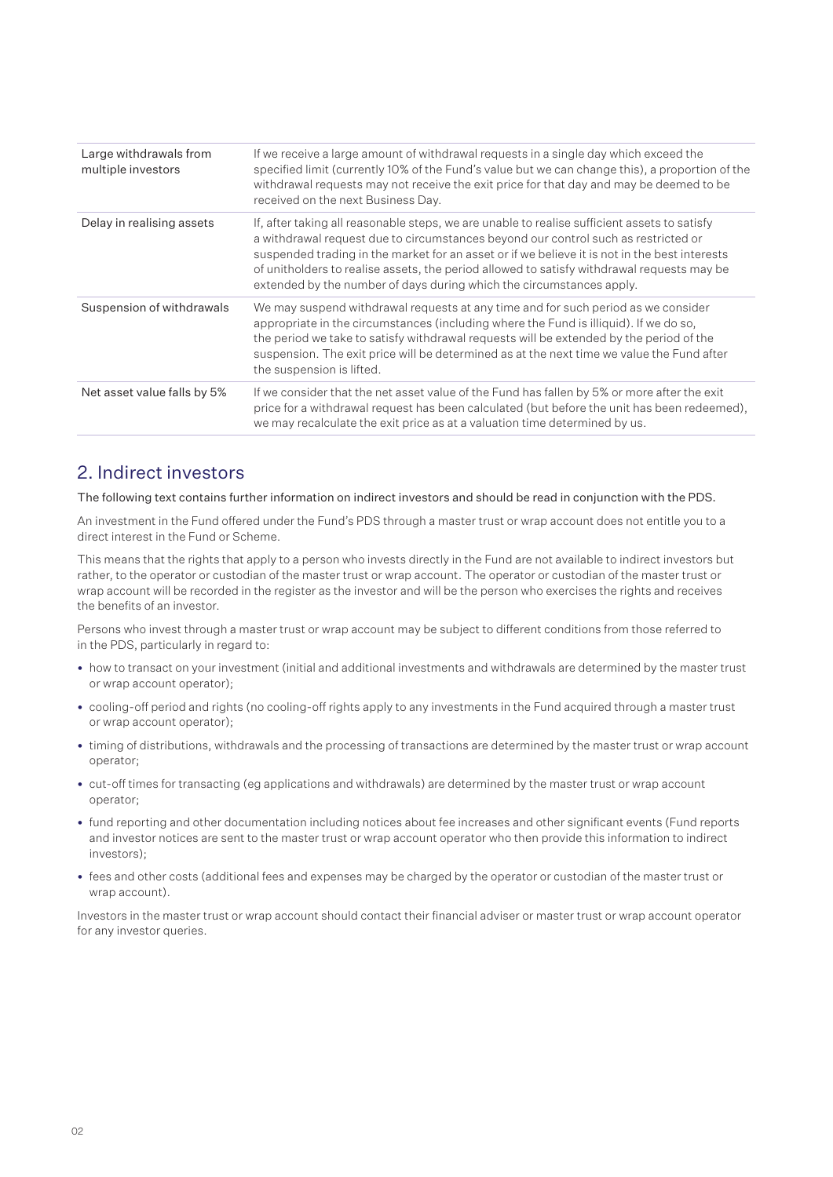| | |
|---|---|
| Large withdrawals from multiple investors | If we receive a large amount of withdrawal requests in a single day which exceed the specified limit (currently 10% of the Fund's value but we can change this), a proportion of the withdrawal requests may not receive the exit price for that day and may be deemed to be received on the next Business Day. |
| Delay in realising assets | If, after taking all reasonable steps, we are unable to realise sufficient assets to satisfy a withdrawal request due to circumstances beyond our control such as restricted or suspended trading in the market for an asset or if we believe it is not in the best interests of unitholders to realise assets, the period allowed to satisfy withdrawal requests may be extended by the number of days during which the circumstances apply. |
| Suspension of withdrawals | We may suspend withdrawal requests at any time and for such period as we consider appropriate in the circumstances (including where the Fund is illiquid). If we do so, the period we take to satisfy withdrawal requests will be extended by the period of the suspension. The exit price will be determined as at the next time we value the Fund after the suspension is lifted. |
| Net asset value falls by 5% | If we consider that the net asset value of the Fund has fallen by 5% or more after the exit price for a withdrawal request has been calculated (but before the unit has been redeemed), we may recalculate the exit price as at a valuation time determined by us. |

## 2. Indirect investors

The following text contains further information on indirect investors and should be read in conjunction with the PDS.

An investment in the Fund offered under the Fund's PDS through a master trust or wrap account does not entitle you to a direct interest in the Fund or Scheme.

This means that the rights that apply to a person who invests directly in the Fund are not available to indirect investors but rather, to the operator or custodian of the master trust or wrap account. The operator or custodian of the master trust or wrap account will be recorded in the register as the investor and will be the person who exercises the rights and receives the benefits of an investor.

Persons who invest through a master trust or wrap account may be subject to different conditions from those referred to in the PDS, particularly in regard to:

- how to transact on your investment (initial and additional investments and withdrawals are determined by the master trust or wrap account operator);
- cooling-off period and rights (no cooling-off rights apply to any investments in the Fund acquired through a master trust or wrap account operator);
- timing of distributions, withdrawals and the processing of transactions are determined by the master trust or wrap account operator;
- cut-off times for transacting (eg applications and withdrawals) are determined by the master trust or wrap account operator;
- fund reporting and other documentation including notices about fee increases and other significant events (Fund reports and investor notices are sent to the master trust or wrap account operator who then provide this information to indirect investors);
- fees and other costs (additional fees and expenses may be charged by the operator or custodian of the master trust or wrap account).

Investors in the master trust or wrap account should contact their financial adviser or master trust or wrap account operator for any investor queries.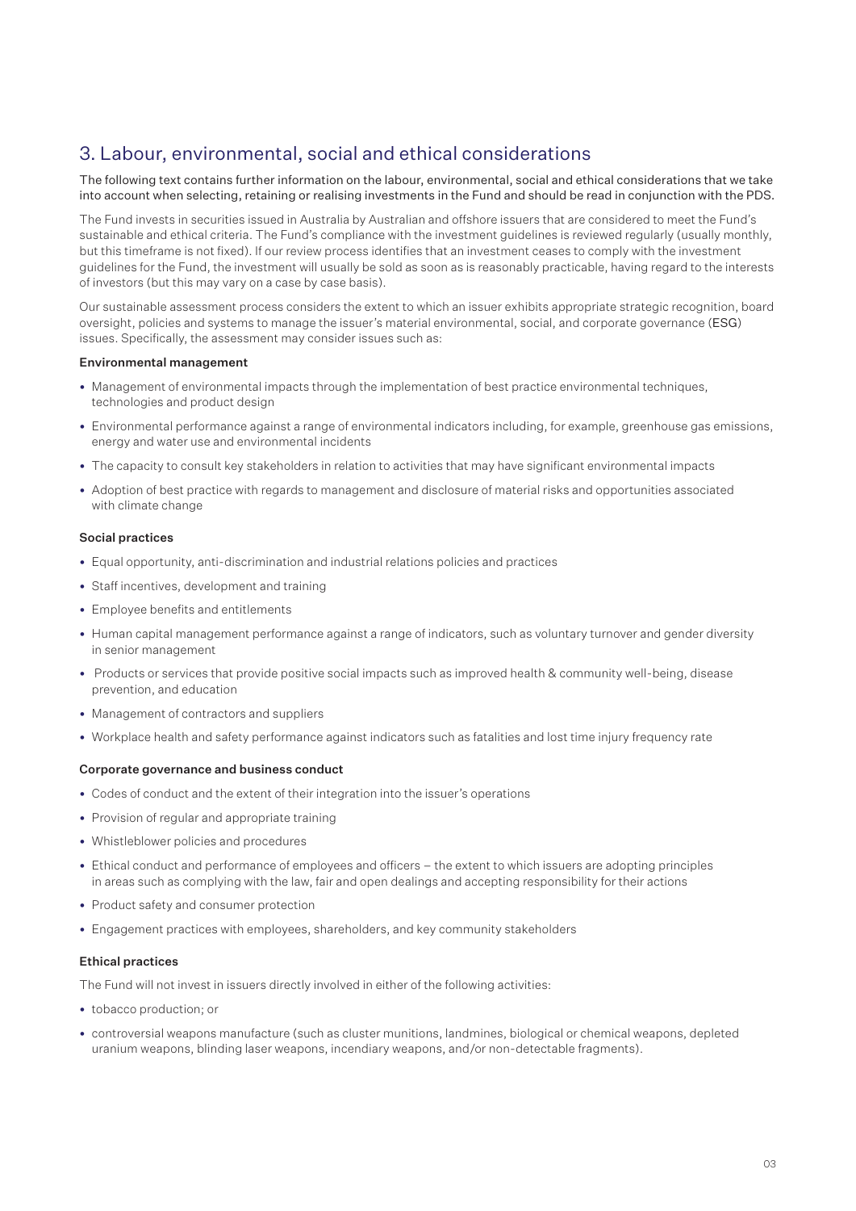## 3. Labour, environmental, social and ethical considerations

The following text contains further information on the labour, environmental, social and ethical considerations that we take into account when selecting, retaining or realising investments in the Fund and should be read in conjunction with the PDS.

The Fund invests in securities issued in Australia by Australian and offshore issuers that are considered to meet the Fund's sustainable and ethical criteria. The Fund's compliance with the investment guidelines is reviewed regularly (usually monthly, but this timeframe is not fixed). If our review process identifies that an investment ceases to comply with the investment guidelines for the Fund, the investment will usually be sold as soon as is reasonably practicable, having regard to the interests of investors (but this may vary on a case by case basis).

Our sustainable assessment process considers the extent to which an issuer exhibits appropriate strategic recognition, board oversight, policies and systems to manage the issuer's material environmental, social, and corporate governance (ESG) issues. Specifically, the assessment may consider issues such as:

**Environmental management**

- Management of environmental impacts through the implementation of best practice environmental techniques, technologies and product design
- Environmental performance against a range of environmental indicators including, for example, greenhouse gas emissions, energy and water use and environmental incidents
- The capacity to consult key stakeholders in relation to activities that may have significant environmental impacts
- Adoption of best practice with regards to management and disclosure of material risks and opportunities associated with climate change

**Social practices**

- Equal opportunity, anti-discrimination and industrial relations policies and practices
- Staff incentives, development and training
- Employee benefits and entitlements
- Human capital management performance against a range of indicators, such as voluntary turnover and gender diversity in senior management
- Products or services that provide positive social impacts such as improved health & community well-being, disease prevention, and education
- Management of contractors and suppliers
- Workplace health and safety performance against indicators such as fatalities and lost time injury frequency rate

**Corporate governance and business conduct**

- Codes of conduct and the extent of their integration into the issuer's operations
- Provision of regular and appropriate training
- Whistleblower policies and procedures
- Ethical conduct and performance of employees and officers – the extent to which issuers are adopting principles in areas such as complying with the law, fair and open dealings and accepting responsibility for their actions
- Product safety and consumer protection
- Engagement practices with employees, shareholders, and key community stakeholders

**Ethical practices**

The Fund will not invest in issuers directly involved in either of the following activities:

- tobacco production; or
- controversial weapons manufacture (such as cluster munitions, landmines, biological or chemical weapons, depleted uranium weapons, blinding laser weapons, incendiary weapons, and/or non-detectable fragments).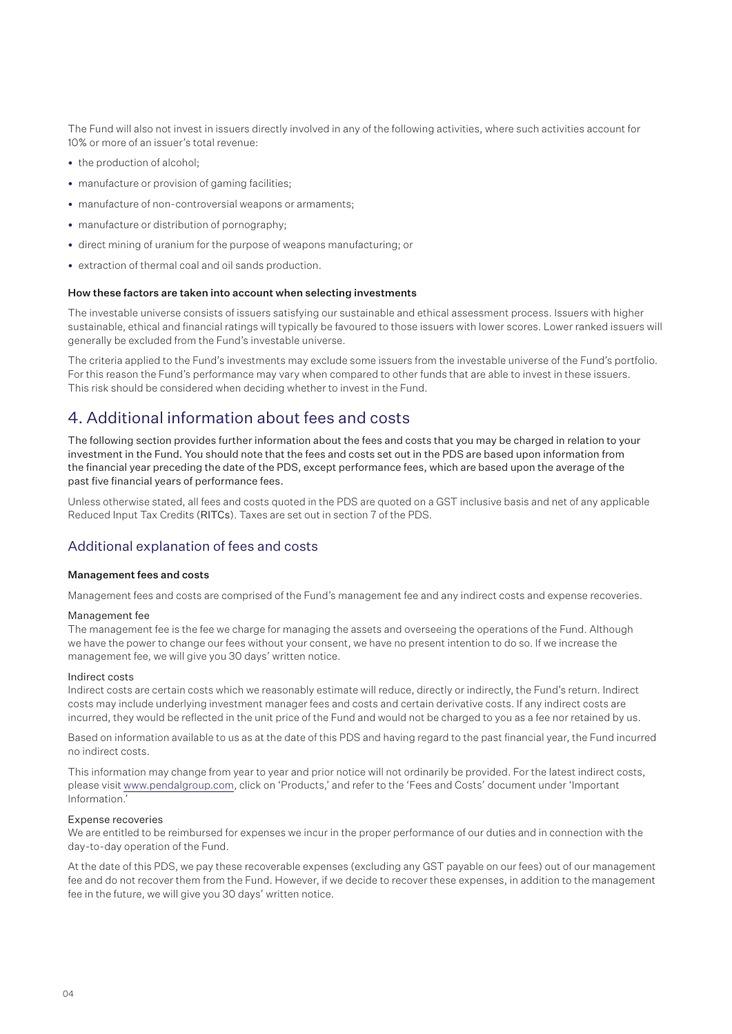The Fund will also not invest in issuers directly involved in any of the following activities, where such activities account for 10% or more of an issuer's total revenue:

- the production of alcohol;
- manufacture or provision of gaming facilities;
- manufacture of non-controversial weapons or armaments;
- manufacture or distribution of pornography;
- direct mining of uranium for the purpose of weapons manufacturing; or
- extraction of thermal coal and oil sands production.

**How these factors are taken into account when selecting investments**

The investable universe consists of issuers satisfying our sustainable and ethical assessment process. Issuers with higher sustainable, ethical and financial ratings will typically be favoured to those issuers with lower scores. Lower ranked issuers will generally be excluded from the Fund's investable universe.

The criteria applied to the Fund's investments may exclude some issuers from the investable universe of the Fund's portfolio. For this reason the Fund's performance may vary when compared to other funds that are able to invest in these issuers. This risk should be considered when deciding whether to invest in the Fund.

# 4. Additional information about fees and costs

The following section provides further information about the fees and costs that you may be charged in relation to your investment in the Fund. You should note that the fees and costs set out in the PDS are based upon information from the financial year preceding the date of the PDS, except performance fees, which are based upon the average of the past five financial years of performance fees.

Unless otherwise stated, all fees and costs quoted in the PDS are quoted on a GST inclusive basis and net of any applicable Reduced Input Tax Credits (**RITCs**). Taxes are set out in section 7 of the PDS.

## Additional explanation of fees and costs

**Management fees and costs**

Management fees and costs are comprised of the Fund's management fee and any indirect costs and expense recoveries.

Management fee
The management fee is the fee we charge for managing the assets and overseeing the operations of the Fund. Although we have the power to change our fees without your consent, we have no present intention to do so. If we increase the management fee, we will give you 30 days' written notice.

Indirect costs
Indirect costs are certain costs which we reasonably estimate will reduce, directly or indirectly, the Fund's return. Indirect costs may include underlying investment manager fees and costs and certain derivative costs. If any indirect costs are incurred, they would be reflected in the unit price of the Fund and would not be charged to you as a fee nor retained by us.

Based on information available to us as at the date of this PDS and having regard to the past financial year, the Fund incurred no indirect costs.

This information may change from year to year and prior notice will not ordinarily be provided. For the latest indirect costs, please visit www.pendalgroup.com, click on 'Products,' and refer to the 'Fees and Costs' document under 'Important Information.'

Expense recoveries
We are entitled to be reimbursed for expenses we incur in the proper performance of our duties and in connection with the day-to-day operation of the Fund.

At the date of this PDS, we pay these recoverable expenses (excluding any GST payable on our fees) out of our management fee and do not recover them from the Fund. However, if we decide to recover these expenses, in addition to the management fee in the future, we will give you 30 days' written notice.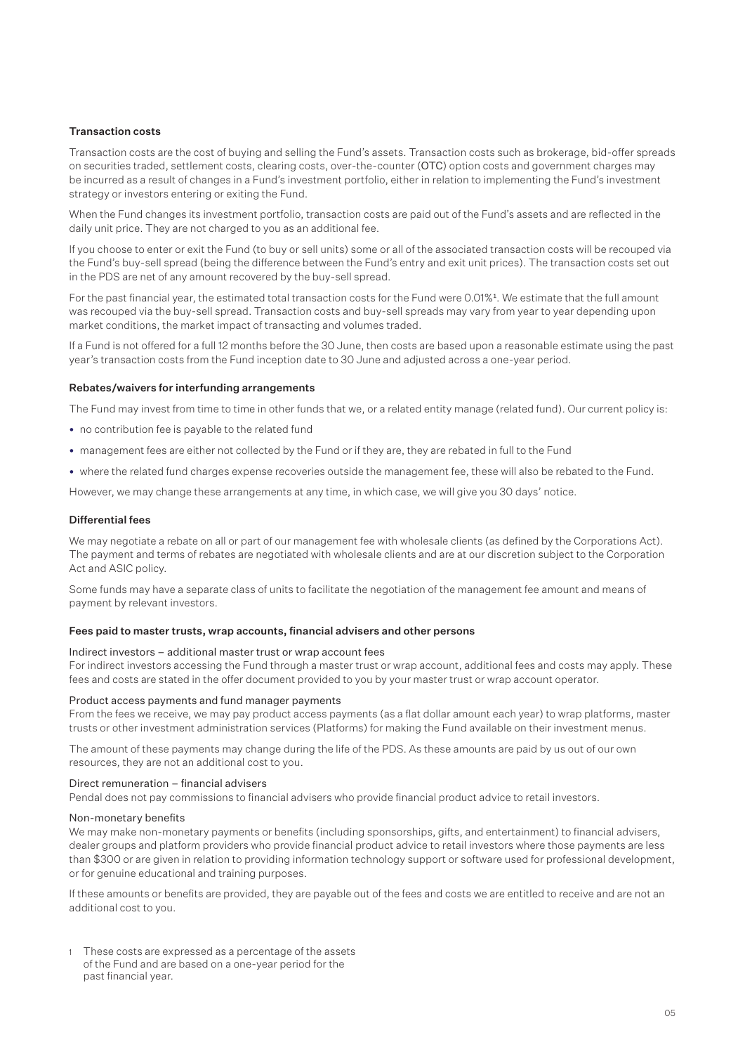### Transaction costs

Transaction costs are the cost of buying and selling the Fund's assets. Transaction costs such as brokerage, bid-offer spreads on securities traded, settlement costs, clearing costs, over-the-counter (**OTC**) option costs and government charges may be incurred as a result of changes in a Fund's investment portfolio, either in relation to implementing the Fund's investment strategy or investors entering or exiting the Fund.

When the Fund changes its investment portfolio, transaction costs are paid out of the Fund's assets and are reflected in the daily unit price. They are not charged to you as an additional fee.

If you choose to enter or exit the Fund (to buy or sell units) some or all of the associated transaction costs will be recouped via the Fund's buy-sell spread (being the difference between the Fund's entry and exit unit prices). The transaction costs set out in the PDS are net of any amount recovered by the buy-sell spread.

For the past financial year, the estimated total transaction costs for the Fund were 0.01%[1]. We estimate that the full amount was recouped via the buy-sell spread. Transaction costs and buy-sell spreads may vary from year to year depending upon market conditions, the market impact of transacting and volumes traded.

If a Fund is not offered for a full 12 months before the 30 June, then costs are based upon a reasonable estimate using the past year's transaction costs from the Fund inception date to 30 June and adjusted across a one-year period.

### Rebates/waivers for interfunding arrangements

The Fund may invest from time to time in other funds that we, or a related entity manage (related fund). Our current policy is:

- no contribution fee is payable to the related fund
- management fees are either not collected by the Fund or if they are, they are rebated in full to the Fund
- where the related fund charges expense recoveries outside the management fee, these will also be rebated to the Fund.

However, we may change these arrangements at any time, in which case, we will give you 30 days' notice.

### Differential fees

We may negotiate a rebate on all or part of our management fee with wholesale clients (as defined by the Corporations Act). The payment and terms of rebates are negotiated with wholesale clients and are at our discretion subject to the Corporation Act and ASIC policy.

Some funds may have a separate class of units to facilitate the negotiation of the management fee amount and means of payment by relevant investors.

### Fees paid to master trusts, wrap accounts, financial advisers and other persons

#### Indirect investors – additional master trust or wrap account fees

For indirect investors accessing the Fund through a master trust or wrap account, additional fees and costs may apply. These fees and costs are stated in the offer document provided to you by your master trust or wrap account operator.

#### Product access payments and fund manager payments

From the fees we receive, we may pay product access payments (as a flat dollar amount each year) to wrap platforms, master trusts or other investment administration services (Platforms) for making the Fund available on their investment menus.

The amount of these payments may change during the life of the PDS. As these amounts are paid by us out of our own resources, they are not an additional cost to you.

#### Direct remuneration – financial advisers

Pendal does not pay commissions to financial advisers who provide financial product advice to retail investors.

#### Non-monetary benefits

We may make non-monetary payments or benefits (including sponsorships, gifts, and entertainment) to financial advisers, dealer groups and platform providers who provide financial product advice to retail investors where those payments are less than $300 or are given in relation to providing information technology support or software used for professional development, or for genuine educational and training purposes.

If these amounts or benefits are provided, they are payable out of the fees and costs we are entitled to receive and are not an additional cost to you.

1 These costs are expressed as a percentage of the assets of the Fund and are based on a one-year period for the past financial year.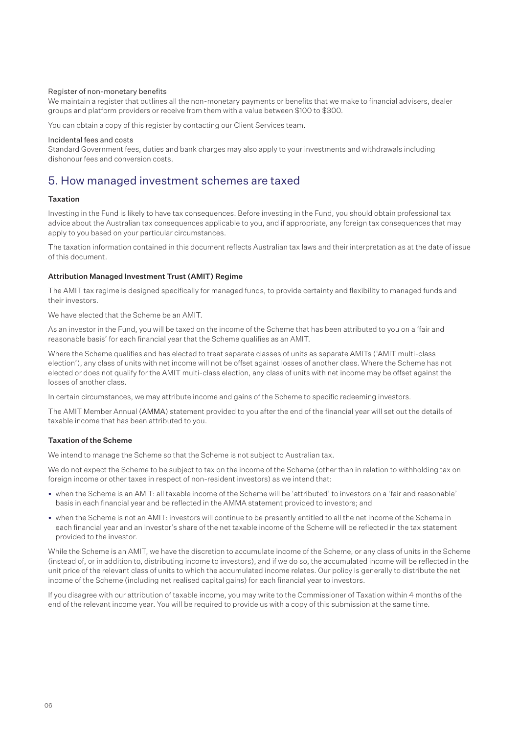Register of non-monetary benefits

We maintain a register that outlines all the non-monetary payments or benefits that we make to financial advisers, dealer groups and platform providers or receive from them with a value between $100 to $300.

You can obtain a copy of this register by contacting our Client Services team.

Incidental fees and costs

Standard Government fees, duties and bank charges may also apply to your investments and withdrawals including dishonour fees and conversion costs.

## 5. How managed investment schemes are taxed

**Taxation**

Investing in the Fund is likely to have tax consequences. Before investing in the Fund, you should obtain professional tax advice about the Australian tax consequences applicable to you, and if appropriate, any foreign tax consequences that may apply to you based on your particular circumstances.

The taxation information contained in this document reflects Australian tax laws and their interpretation as at the date of issue of this document.

**Attribution Managed Investment Trust (AMIT) Regime**

The AMIT tax regime is designed specifically for managed funds, to provide certainty and flexibility to managed funds and their investors.

We have elected that the Scheme be an AMIT.

As an investor in the Fund, you will be taxed on the income of the Scheme that has been attributed to you on a 'fair and reasonable basis' for each financial year that the Scheme qualifies as an AMIT.

Where the Scheme qualifies and has elected to treat separate classes of units as separate AMITs ('AMIT multi-class election'), any class of units with net income will not be offset against losses of another class. Where the Scheme has not elected or does not qualify for the AMIT multi-class election, any class of units with net income may be offset against the losses of another class.

In certain circumstances, we may attribute income and gains of the Scheme to specific redeeming investors.

The AMIT Member Annual (AMMA) statement provided to you after the end of the financial year will set out the details of taxable income that has been attributed to you.

**Taxation of the Scheme**

We intend to manage the Scheme so that the Scheme is not subject to Australian tax.

We do not expect the Scheme to be subject to tax on the income of the Scheme (other than in relation to withholding tax on foreign income or other taxes in respect of non-resident investors) as we intend that:

- when the Scheme is an AMIT: all taxable income of the Scheme will be 'attributed' to investors on a 'fair and reasonable' basis in each financial year and be reflected in the AMMA statement provided to investors; and
- when the Scheme is not an AMIT: investors will continue to be presently entitled to all the net income of the Scheme in each financial year and an investor's share of the net taxable income of the Scheme will be reflected in the tax statement provided to the investor.

While the Scheme is an AMIT, we have the discretion to accumulate income of the Scheme, or any class of units in the Scheme (instead of, or in addition to, distributing income to investors), and if we do so, the accumulated income will be reflected in the unit price of the relevant class of units to which the accumulated income relates. Our policy is generally to distribute the net income of the Scheme (including net realised capital gains) for each financial year to investors.

If you disagree with our attribution of taxable income, you may write to the Commissioner of Taxation within 4 months of the end of the relevant income year. You will be required to provide us with a copy of this submission at the same time.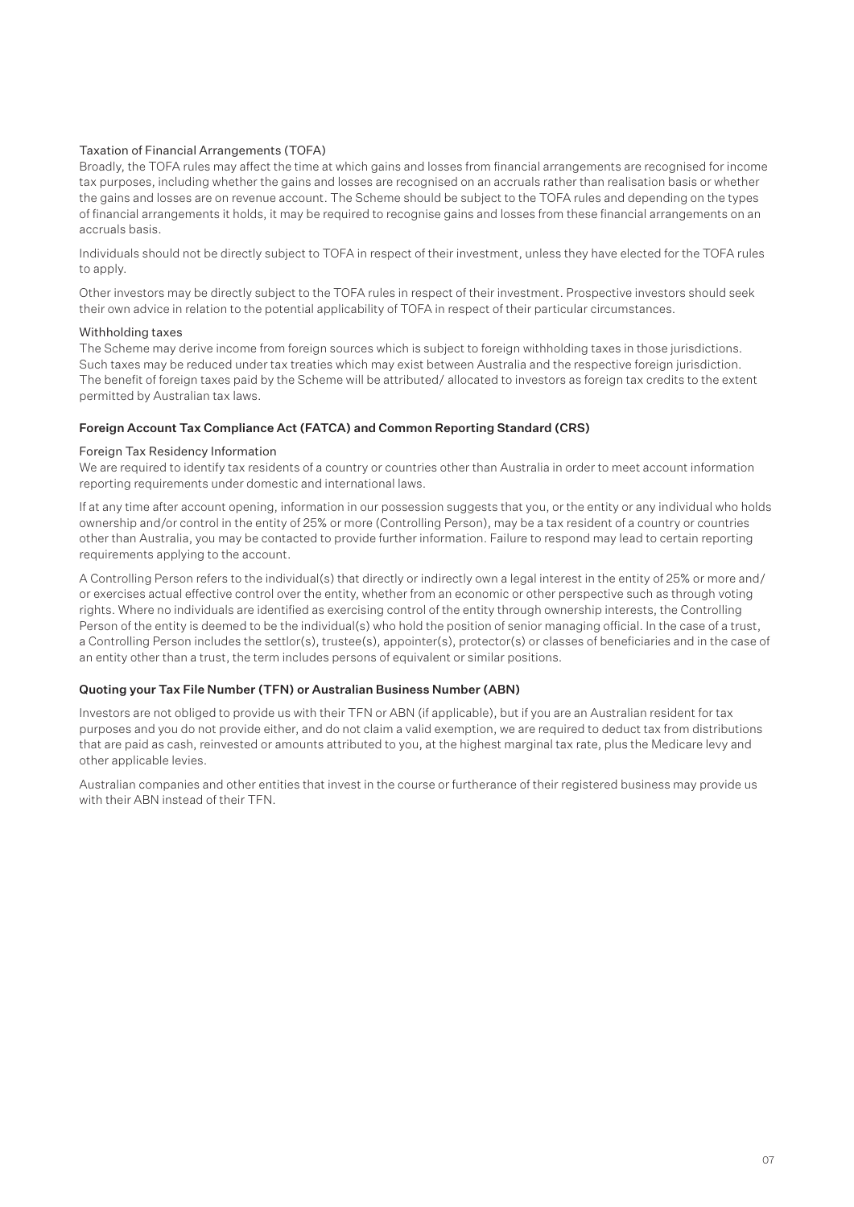### Taxation of Financial Arrangements (TOFA)

Broadly, the TOFA rules may affect the time at which gains and losses from financial arrangements are recognised for income tax purposes, including whether the gains and losses are recognised on an accruals rather than realisation basis or whether the gains and losses are on revenue account. The Scheme should be subject to the TOFA rules and depending on the types of financial arrangements it holds, it may be required to recognise gains and losses from these financial arrangements on an accruals basis.

Individuals should not be directly subject to TOFA in respect of their investment, unless they have elected for the TOFA rules to apply.

Other investors may be directly subject to the TOFA rules in respect of their investment. Prospective investors should seek their own advice in relation to the potential applicability of TOFA in respect of their particular circumstances.

### Withholding taxes

The Scheme may derive income from foreign sources which is subject to foreign withholding taxes in those jurisdictions. Such taxes may be reduced under tax treaties which may exist between Australia and the respective foreign jurisdiction. The benefit of foreign taxes paid by the Scheme will be attributed/ allocated to investors as foreign tax credits to the extent permitted by Australian tax laws.

## Foreign Account Tax Compliance Act (FATCA) and Common Reporting Standard (CRS)

### Foreign Tax Residency Information

We are required to identify tax residents of a country or countries other than Australia in order to meet account information reporting requirements under domestic and international laws.

If at any time after account opening, information in our possession suggests that you, or the entity or any individual who holds ownership and/or control in the entity of 25% or more (Controlling Person), may be a tax resident of a country or countries other than Australia, you may be contacted to provide further information. Failure to respond may lead to certain reporting requirements applying to the account.

A Controlling Person refers to the individual(s) that directly or indirectly own a legal interest in the entity of 25% or more and/ or exercises actual effective control over the entity, whether from an economic or other perspective such as through voting rights. Where no individuals are identified as exercising control of the entity through ownership interests, the Controlling Person of the entity is deemed to be the individual(s) who hold the position of senior managing official. In the case of a trust, a Controlling Person includes the settlor(s), trustee(s), appointer(s), protector(s) or classes of beneficiaries and in the case of an entity other than a trust, the term includes persons of equivalent or similar positions.

## Quoting your Tax File Number (TFN) or Australian Business Number (ABN)

Investors are not obliged to provide us with their TFN or ABN (if applicable), but if you are an Australian resident for tax purposes and you do not provide either, and do not claim a valid exemption, we are required to deduct tax from distributions that are paid as cash, reinvested or amounts attributed to you, at the highest marginal tax rate, plus the Medicare levy and other applicable levies.

Australian companies and other entities that invest in the course or furtherance of their registered business may provide us with their ABN instead of their TFN.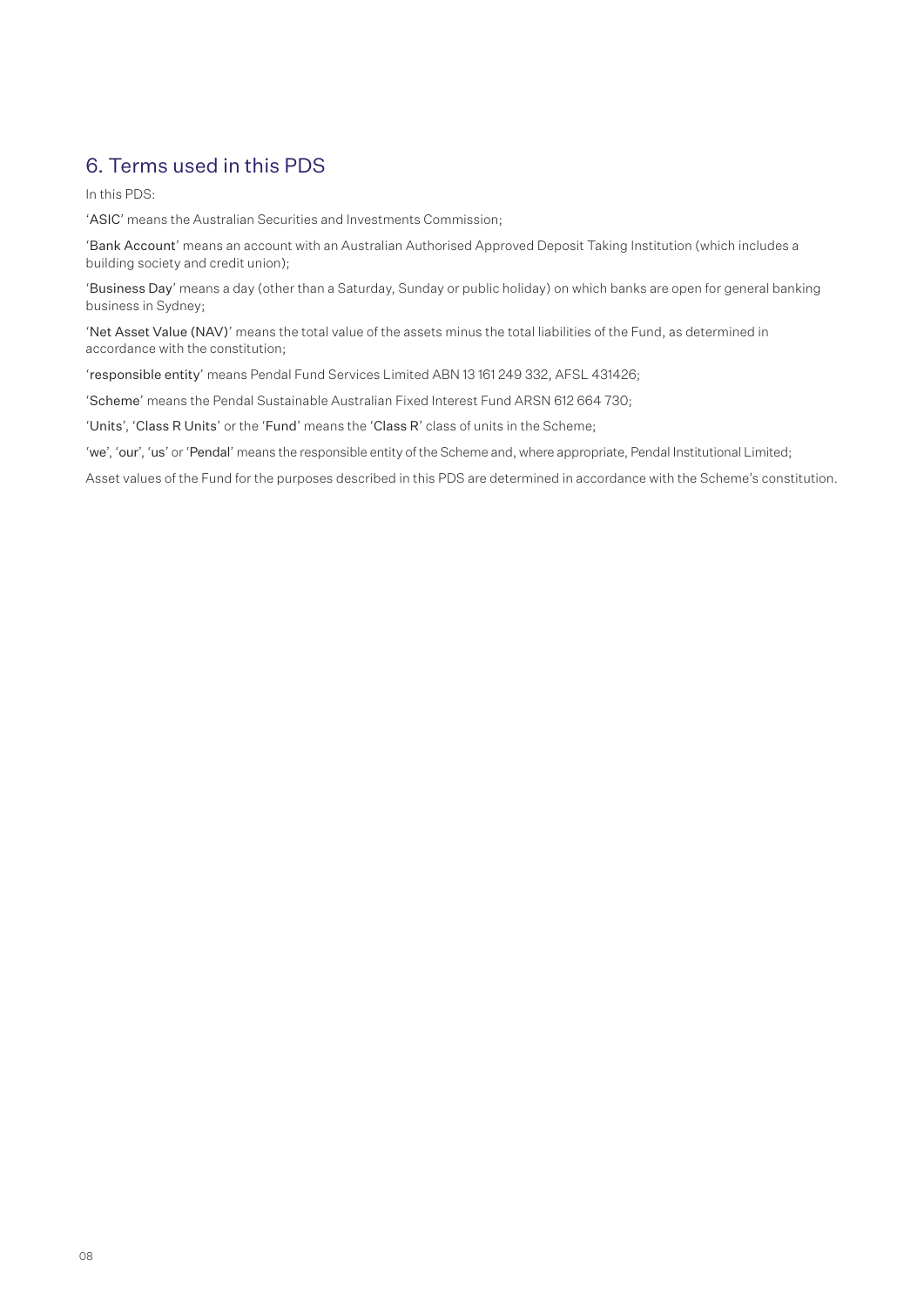## 6. Terms used in this PDS

In this PDS:

'ASIC' means the Australian Securities and Investments Commission;

'Bank Account' means an account with an Australian Authorised Approved Deposit Taking Institution (which includes a building society and credit union);

'Business Day' means a day (other than a Saturday, Sunday or public holiday) on which banks are open for general banking business in Sydney;

'Net Asset Value (NAV)' means the total value of the assets minus the total liabilities of the Fund, as determined in accordance with the constitution;

'responsible entity' means Pendal Fund Services Limited ABN 13 161 249 332, AFSL 431426;

'Scheme' means the Pendal Sustainable Australian Fixed Interest Fund ARSN 612 664 730;

'Units', 'Class R Units' or the 'Fund' means the 'Class R' class of units in the Scheme;

'we', 'our', 'us' or 'Pendal' means the responsible entity of the Scheme and, where appropriate, Pendal Institutional Limited;

Asset values of the Fund for the purposes described in this PDS are determined in accordance with the Scheme's constitution.